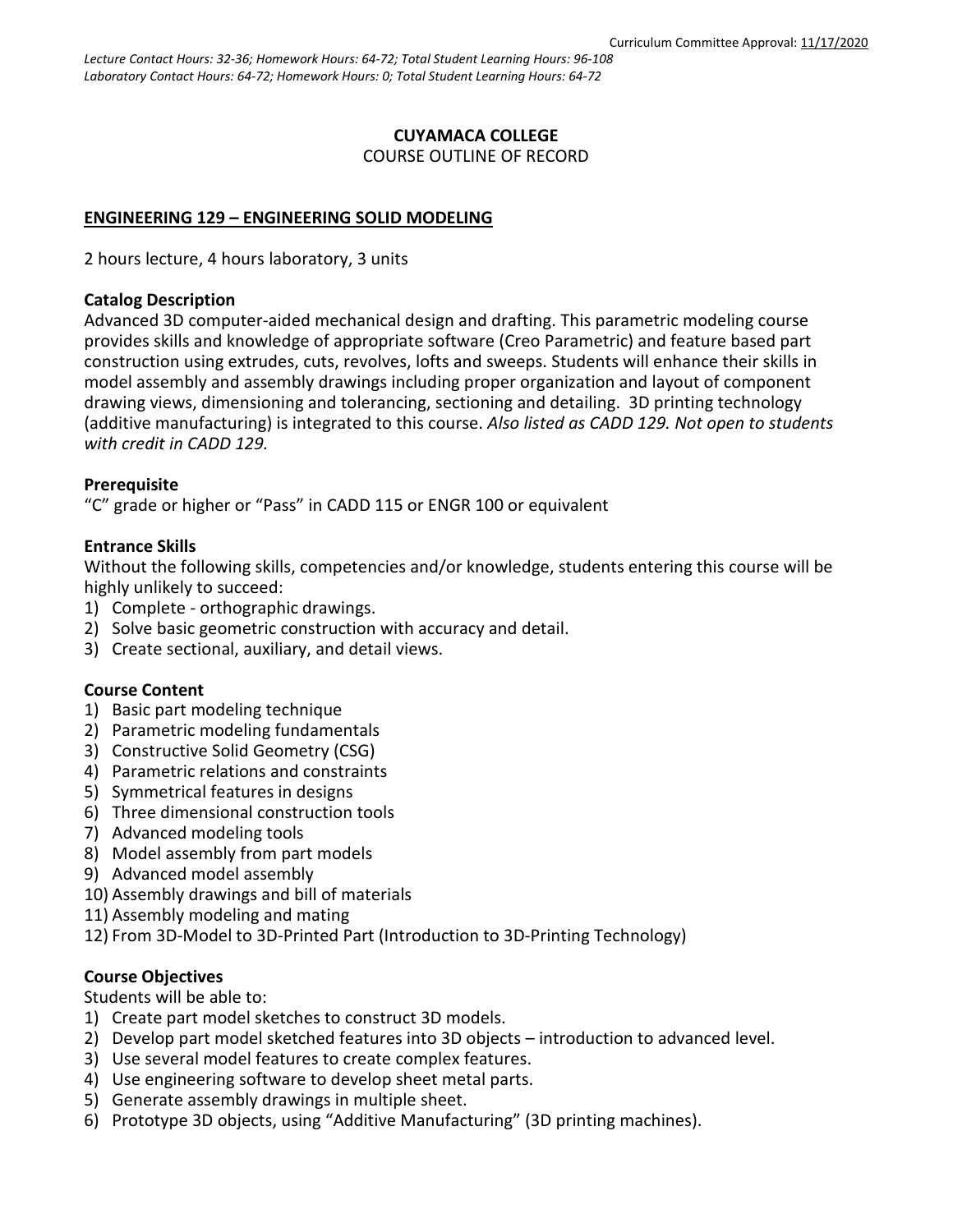Curriculum Committee Approval: 11/17/2020

*Lecture Contact Hours: 32-36; Homework Hours: 64-72; Total Student Learning Hours: 96-108*
*Laboratory Contact Hours: 64-72; Homework Hours: 0; Total Student Learning Hours: 64-72*

**CUYAMACA COLLEGE**
COURSE OUTLINE OF RECORD

**ENGINEERING 129 – ENGINEERING SOLID MODELING**

2 hours lecture, 4 hours laboratory, 3 units

**Catalog Description**
Advanced 3D computer-aided mechanical design and drafting. This parametric modeling course provides skills and knowledge of appropriate software (Creo Parametric) and feature based part construction using extrudes, cuts, revolves, lofts and sweeps. Students will enhance their skills in model assembly and assembly drawings including proper organization and layout of component drawing views, dimensioning and tolerancing, sectioning and detailing. 3D printing technology (additive manufacturing) is integrated to this course. *Also listed as CADD 129. Not open to students with credit in CADD 129.*

**Prerequisite**
"C" grade or higher or "Pass" in CADD 115 or ENGR 100 or equivalent

**Entrance Skills**
Without the following skills, competencies and/or knowledge, students entering this course will be highly unlikely to succeed:

1) Complete - orthographic drawings.
2) Solve basic geometric construction with accuracy and detail.
3) Create sectional, auxiliary, and detail views.

**Course Content**

1) Basic part modeling technique
2) Parametric modeling fundamentals
3) Constructive Solid Geometry (CSG)
4) Parametric relations and constraints
5) Symmetrical features in designs
6) Three dimensional construction tools
7) Advanced modeling tools
8) Model assembly from part models
9) Advanced model assembly
10) Assembly drawings and bill of materials
11) Assembly modeling and mating
12) From 3D-Model to 3D-Printed Part (Introduction to 3D-Printing Technology)

**Course Objectives**
Students will be able to:

1) Create part model sketches to construct 3D models.
2) Develop part model sketched features into 3D objects – introduction to advanced level.
3) Use several model features to create complex features.
4) Use engineering software to develop sheet metal parts.
5) Generate assembly drawings in multiple sheet.
6) Prototype 3D objects, using "Additive Manufacturing" (3D printing machines).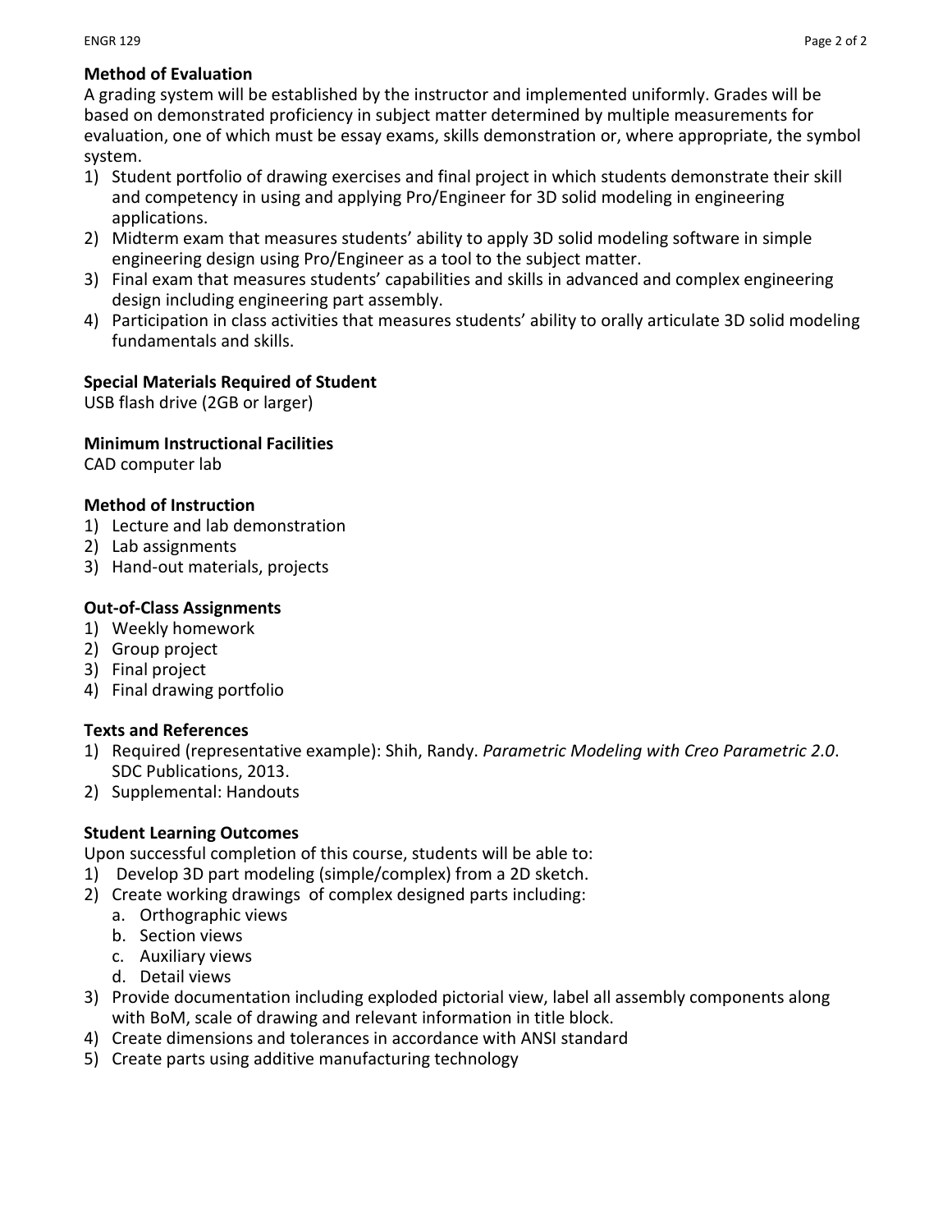**Method of Evaluation**

A grading system will be established by the instructor and implemented uniformly. Grades will be based on demonstrated proficiency in subject matter determined by multiple measurements for evaluation, one of which must be essay exams, skills demonstration or, where appropriate, the symbol system.

1) Student portfolio of drawing exercises and final project in which students demonstrate their skill and competency in using and applying Pro/Engineer for 3D solid modeling in engineering applications.
2) Midterm exam that measures students' ability to apply 3D solid modeling software in simple engineering design using Pro/Engineer as a tool to the subject matter.
3) Final exam that measures students' capabilities and skills in advanced and complex engineering design including engineering part assembly.
4) Participation in class activities that measures students' ability to orally articulate 3D solid modeling fundamentals and skills.

**Special Materials Required of Student**

USB flash drive (2GB or larger)

**Minimum Instructional Facilities**

CAD computer lab

**Method of Instruction**

1) Lecture and lab demonstration
2) Lab assignments
3) Hand-out materials, projects

**Out-of-Class Assignments**

1) Weekly homework
2) Group project
3) Final project
4) Final drawing portfolio

**Texts and References**

1) Required (representative example): Shih, Randy. *Parametric Modeling with Creo Parametric 2.0*. SDC Publications, 2013.
2) Supplemental: Handouts

**Student Learning Outcomes**

Upon successful completion of this course, students will be able to:

1) Develop 3D part modeling (simple/complex) from a 2D sketch.
2) Create working drawings of complex designed parts including:
   a. Orthographic views
   b. Section views
   c. Auxiliary views
   d. Detail views
3) Provide documentation including exploded pictorial view, label all assembly components along with BoM, scale of drawing and relevant information in title block.
4) Create dimensions and tolerances in accordance with ANSI standard
5) Create parts using additive manufacturing technology